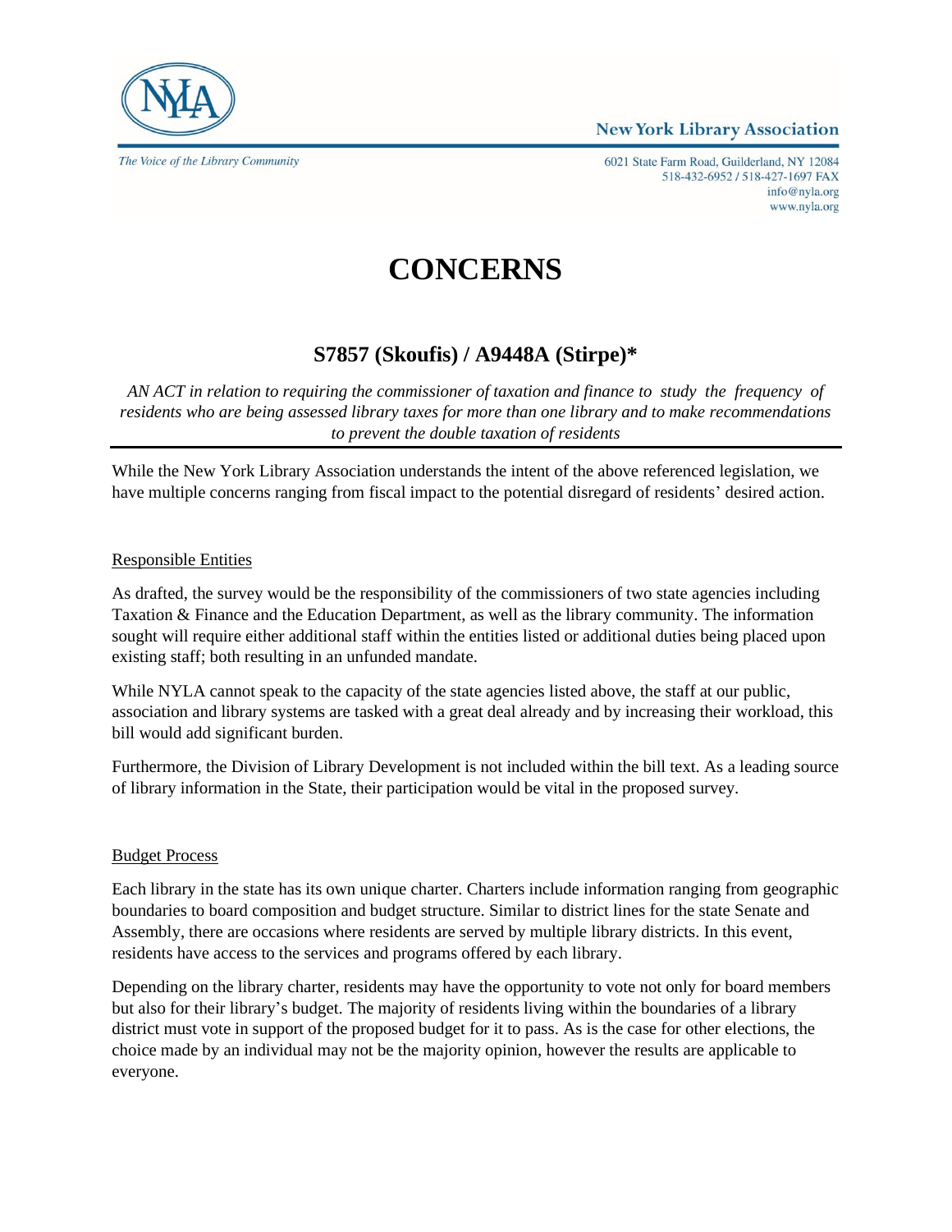New York Library Association

The Voice of the Library Community

6021 State Farm Road, Guilderland, NY 12084
518-432-6952 / 518-427-1697 FAX
info@nyla.org
www.nyla.org

# CONCERNS

## S7857 (Skoufis) / A9448A (Stirpe)*

*AN ACT in relation to requiring the commissioner of taxation and finance to study the frequency of residents who are being assessed library taxes for more than one library and to make recommendations to prevent the double taxation of residents*

---

While the New York Library Association understands the intent of the above referenced legislation, we have multiple concerns ranging from fiscal impact to the potential disregard of residents' desired action.

<u>Responsible Entities</u>

As drafted, the survey would be the responsibility of the commissioners of two state agencies including Taxation & Finance and the Education Department, as well as the library community. The information sought will require either additional staff within the entities listed or additional duties being placed upon existing staff; both resulting in an unfunded mandate.

While NYLA cannot speak to the capacity of the state agencies listed above, the staff at our public, association and library systems are tasked with a great deal already and by increasing their workload, this bill would add significant burden.

Furthermore, the Division of Library Development is not included within the bill text. As a leading source of library information in the State, their participation would be vital in the proposed survey.

<u>Budget Process</u>

Each library in the state has its own unique charter. Charters include information ranging from geographic boundaries to board composition and budget structure. Similar to district lines for the state Senate and Assembly, there are occasions where residents are served by multiple library districts. In this event, residents have access to the services and programs offered by each library.

Depending on the library charter, residents may have the opportunity to vote not only for board members but also for their library's budget. The majority of residents living within the boundaries of a library district must vote in support of the proposed budget for it to pass. As is the case for other elections, the choice made by an individual may not be the majority opinion, however the results are applicable to everyone.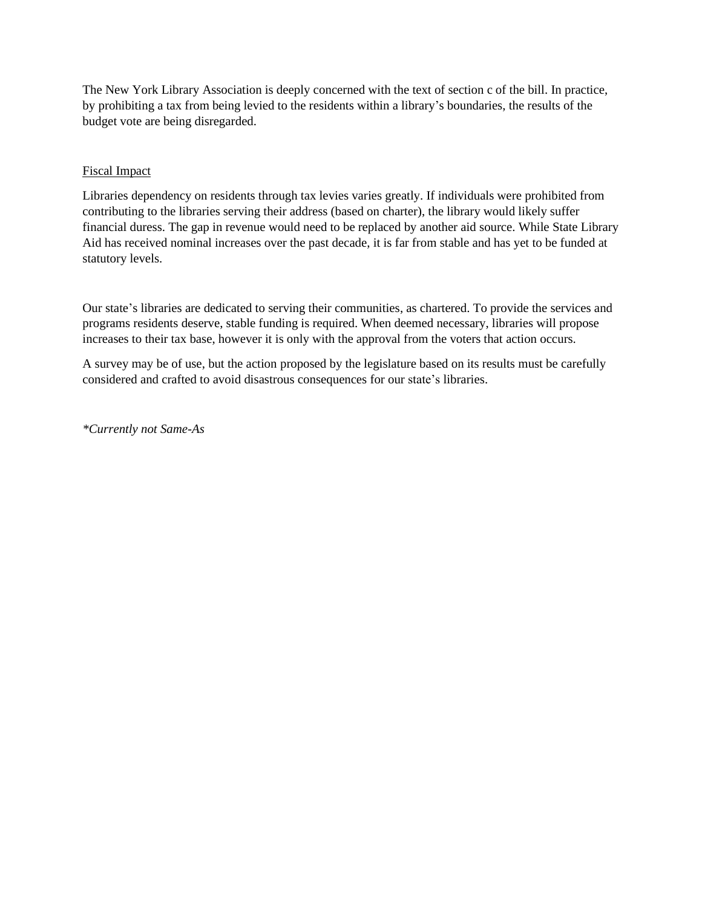The New York Library Association is deeply concerned with the text of section c of the bill. In practice, by prohibiting a tax from being levied to the residents within a library's boundaries, the results of the budget vote are being disregarded.

## Fiscal Impact

Libraries dependency on residents through tax levies varies greatly. If individuals were prohibited from contributing to the libraries serving their address (based on charter), the library would likely suffer financial duress. The gap in revenue would need to be replaced by another aid source. While State Library Aid has received nominal increases over the past decade, it is far from stable and has yet to be funded at statutory levels.

Our state's libraries are dedicated to serving their communities, as chartered. To provide the services and programs residents deserve, stable funding is required. When deemed necessary, libraries will propose increases to their tax base, however it is only with the approval from the voters that action occurs.

A survey may be of use, but the action proposed by the legislature based on its results must be carefully considered and crafted to avoid disastrous consequences for our state's libraries.

*\*Currently not Same-As*